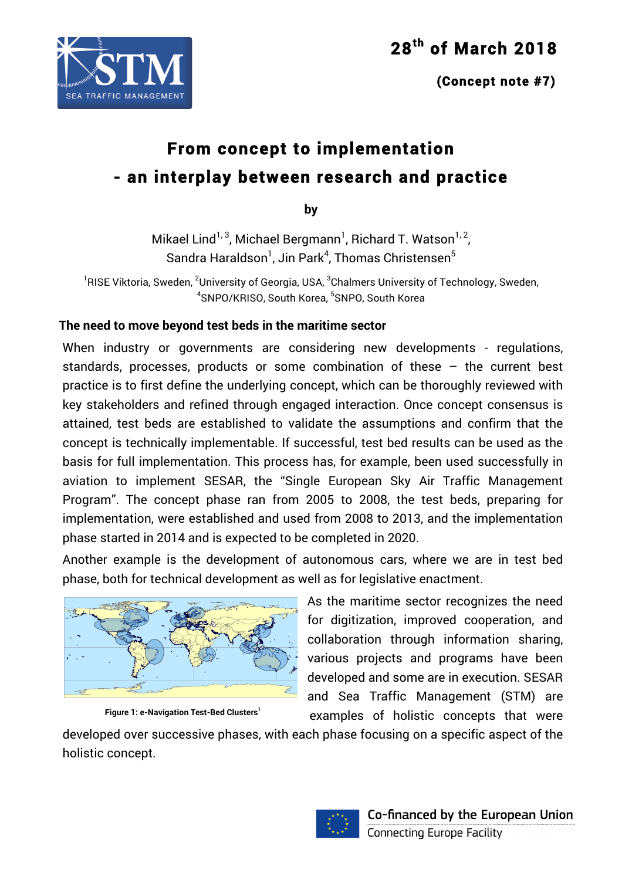28th of March 2018

(Concept note #7)

# From concept to implementation - an interplay between research and practice

by

Mikael Lind[1,3], Michael Bergmann[1], Richard T. Watson[1,2], Sandra Haraldson[1], Jin Park[4], Thomas Christensen[5]

[1]RISE Viktoria, Sweden, [2]University of Georgia, USA, [3]Chalmers University of Technology, Sweden, [4]SNPO/KRISO, South Korea, [5]SNPO, South Korea

## The need to move beyond test beds in the maritime sector

When industry or governments are considering new developments - regulations, standards, processes, products or some combination of these – the current best practice is to first define the underlying concept, which can be thoroughly reviewed with key stakeholders and refined through engaged interaction. Once concept consensus is attained, test beds are established to validate the assumptions and confirm that the concept is technically implementable. If successful, test bed results can be used as the basis for full implementation. This process has, for example, been used successfully in aviation to implement SESAR, the "Single European Sky Air Traffic Management Program". The concept phase ran from 2005 to 2008, the test beds, preparing for implementation, were established and used from 2008 to 2013, and the implementation phase started in 2014 and is expected to be completed in 2020.

Another example is the development of autonomous cars, where we are in test bed phase, both for technical development as well as for legislative enactment.

Figure 1: e-Navigation Test-Bed Clusters[1]

As the maritime sector recognizes the need for digitization, improved cooperation, and collaboration through information sharing, various projects and programs have been developed and some are in execution. SESAR and Sea Traffic Management (STM) are examples of holistic concepts that were developed over successive phases, with each phase focusing on a specific aspect of the holistic concept.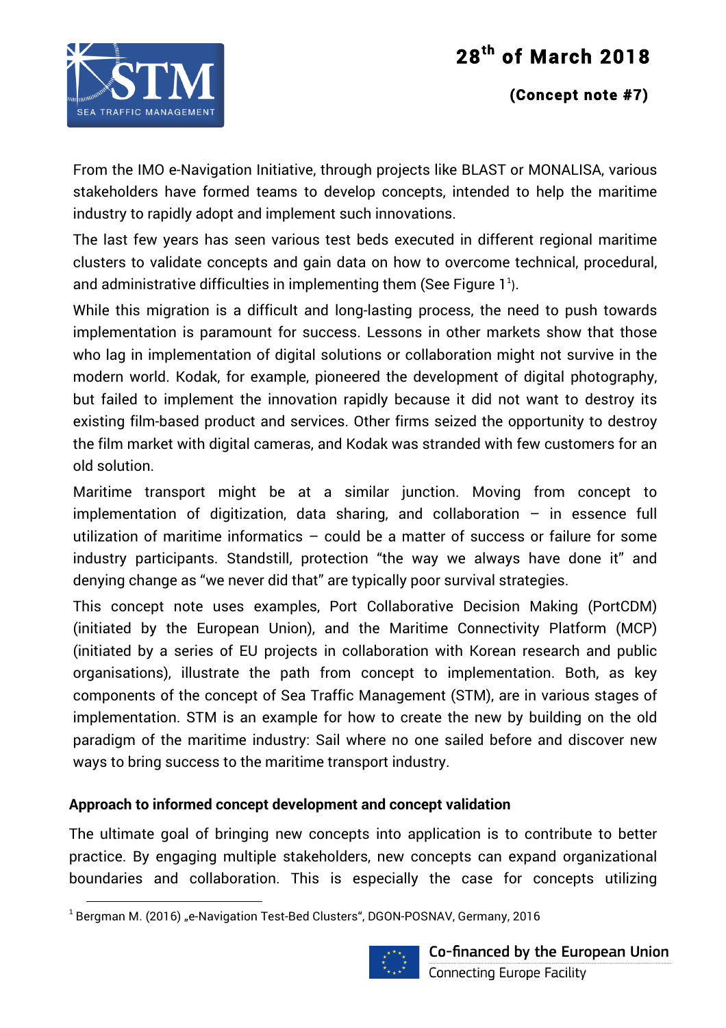From the IMO e-Navigation Initiative, through projects like BLAST or MONALISA, various stakeholders have formed teams to develop concepts, intended to help the maritime industry to rapidly adopt and implement such innovations.

The last few years has seen various test beds executed in different regional maritime clusters to validate concepts and gain data on how to overcome technical, procedural, and administrative difficulties in implementing them (See Figure 1[1]).

While this migration is a difficult and long-lasting process, the need to push towards implementation is paramount for success. Lessons in other markets show that those who lag in implementation of digital solutions or collaboration might not survive in the modern world. Kodak, for example, pioneered the development of digital photography, but failed to implement the innovation rapidly because it did not want to destroy its existing film-based product and services. Other firms seized the opportunity to destroy the film market with digital cameras, and Kodak was stranded with few customers for an old solution.

Maritime transport might be at a similar junction. Moving from concept to implementation of digitization, data sharing, and collaboration – in essence full utilization of maritime informatics – could be a matter of success or failure for some industry participants. Standstill, protection "the way we always have done it" and denying change as "we never did that" are typically poor survival strategies.

This concept note uses examples, Port Collaborative Decision Making (PortCDM) (initiated by the European Union), and the Maritime Connectivity Platform (MCP) (initiated by a series of EU projects in collaboration with Korean research and public organisations), illustrate the path from concept to implementation. Both, as key components of the concept of Sea Traffic Management (STM), are in various stages of implementation. STM is an example for how to create the new by building on the old paradigm of the maritime industry: Sail where no one sailed before and discover new ways to bring success to the maritime transport industry.

## Approach to informed concept development and concept validation

The ultimate goal of bringing new concepts into application is to contribute to better practice. By engaging multiple stakeholders, new concepts can expand organizational boundaries and collaboration. This is especially the case for concepts utilizing

[1] Bergman M. (2016) „e-Navigation Test-Bed Clusters", DGON-POSNAV, Germany, 2016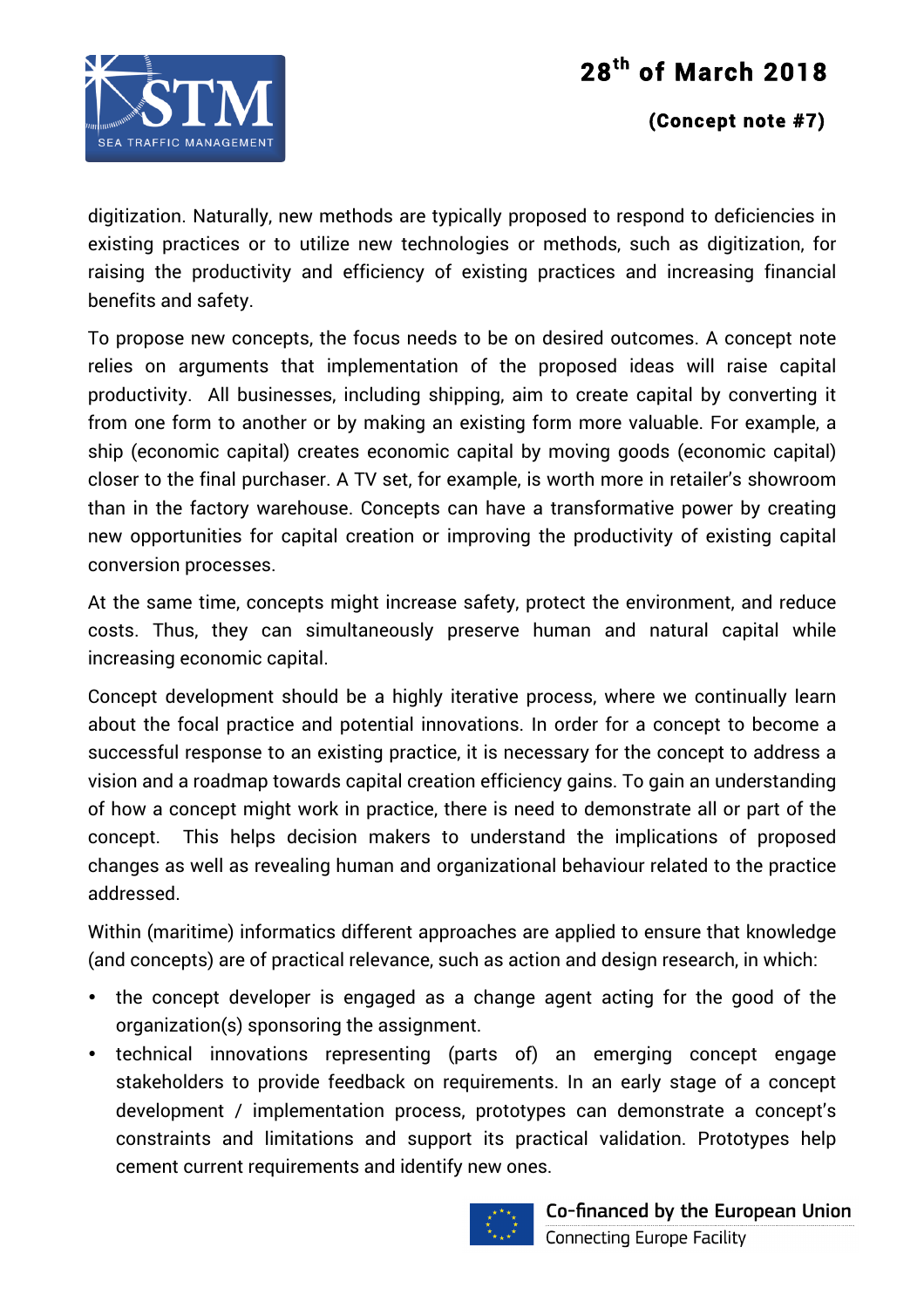digitization. Naturally, new methods are typically proposed to respond to deficiencies in existing practices or to utilize new technologies or methods, such as digitization, for raising the productivity and efficiency of existing practices and increasing financial benefits and safety.

To propose new concepts, the focus needs to be on desired outcomes. A concept note relies on arguments that implementation of the proposed ideas will raise capital productivity. All businesses, including shipping, aim to create capital by converting it from one form to another or by making an existing form more valuable. For example, a ship (economic capital) creates economic capital by moving goods (economic capital) closer to the final purchaser. A TV set, for example, is worth more in retailer's showroom than in the factory warehouse. Concepts can have a transformative power by creating new opportunities for capital creation or improving the productivity of existing capital conversion processes.

At the same time, concepts might increase safety, protect the environment, and reduce costs. Thus, they can simultaneously preserve human and natural capital while increasing economic capital.

Concept development should be a highly iterative process, where we continually learn about the focal practice and potential innovations. In order for a concept to become a successful response to an existing practice, it is necessary for the concept to address a vision and a roadmap towards capital creation efficiency gains. To gain an understanding of how a concept might work in practice, there is need to demonstrate all or part of the concept. This helps decision makers to understand the implications of proposed changes as well as revealing human and organizational behaviour related to the practice addressed.

Within (maritime) informatics different approaches are applied to ensure that knowledge (and concepts) are of practical relevance, such as action and design research, in which:

- the concept developer is engaged as a change agent acting for the good of the organization(s) sponsoring the assignment.
- technical innovations representing (parts of) an emerging concept engage stakeholders to provide feedback on requirements. In an early stage of a concept development / implementation process, prototypes can demonstrate a concept's constraints and limitations and support its practical validation. Prototypes help cement current requirements and identify new ones.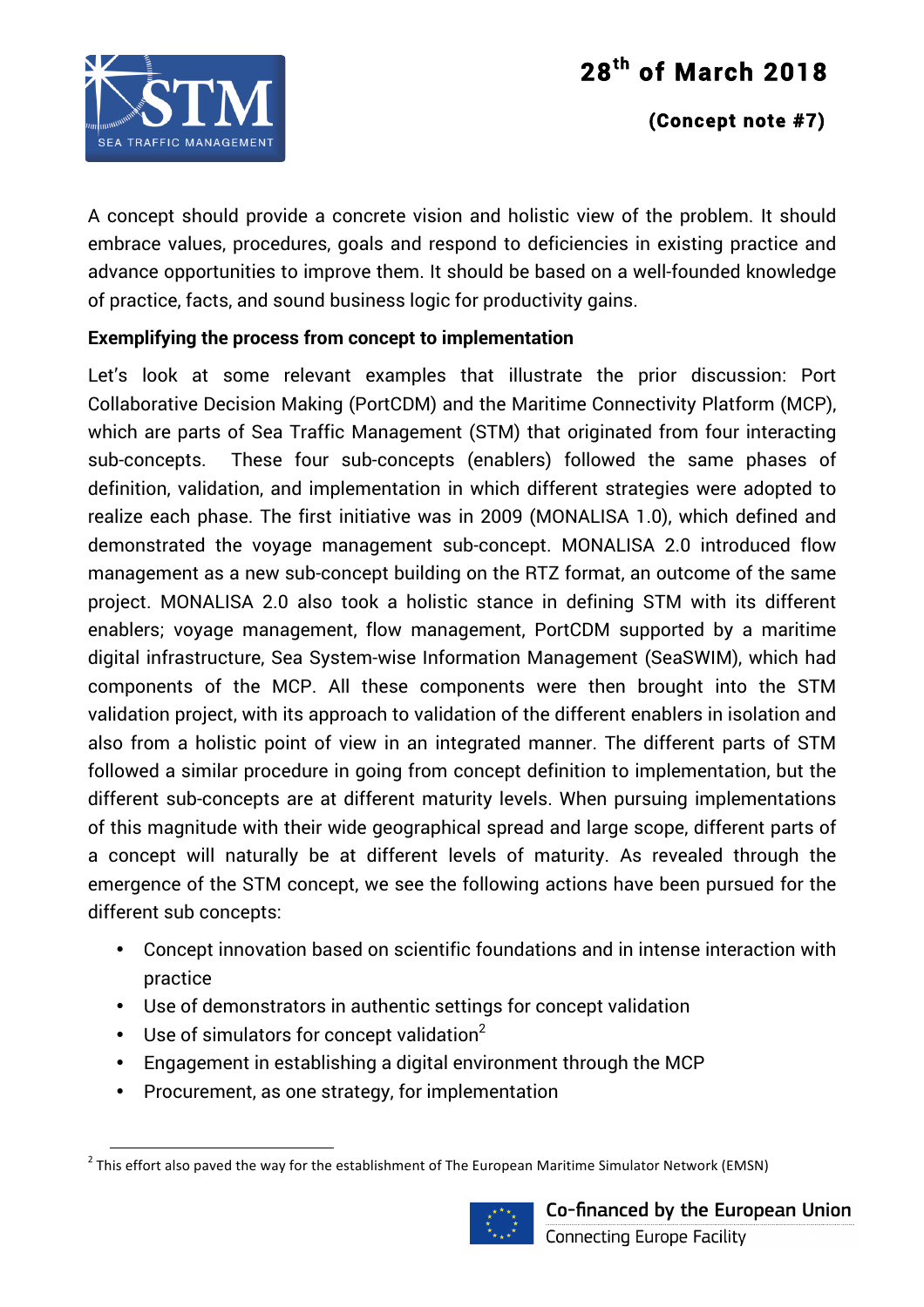A concept should provide a concrete vision and holistic view of the problem. It should embrace values, procedures, goals and respond to deficiencies in existing practice and advance opportunities to improve them. It should be based on a well-founded knowledge of practice, facts, and sound business logic for productivity gains.

**Exemplifying the process from concept to implementation**

Let's look at some relevant examples that illustrate the prior discussion: Port Collaborative Decision Making (PortCDM) and the Maritime Connectivity Platform (MCP), which are parts of Sea Traffic Management (STM) that originated from four interacting sub-concepts. These four sub-concepts (enablers) followed the same phases of definition, validation, and implementation in which different strategies were adopted to realize each phase. The first initiative was in 2009 (MONALISA 1.0), which defined and demonstrated the voyage management sub-concept. MONALISA 2.0 introduced flow management as a new sub-concept building on the RTZ format, an outcome of the same project. MONALISA 2.0 also took a holistic stance in defining STM with its different enablers; voyage management, flow management, PortCDM supported by a maritime digital infrastructure, Sea System-wise Information Management (SeaSWIM), which had components of the MCP. All these components were then brought into the STM validation project, with its approach to validation of the different enablers in isolation and also from a holistic point of view in an integrated manner. The different parts of STM followed a similar procedure in going from concept definition to implementation, but the different sub-concepts are at different maturity levels. When pursuing implementations of this magnitude with their wide geographical spread and large scope, different parts of a concept will naturally be at different levels of maturity. As revealed through the emergence of the STM concept, we see the following actions have been pursued for the different sub concepts:

- Concept innovation based on scientific foundations and in intense interaction with practice
- Use of demonstrators in authentic settings for concept validation
- Use of simulators for concept validation[2]
- Engagement in establishing a digital environment through the MCP
- Procurement, as one strategy, for implementation

[2] This effort also paved the way for the establishment of The European Maritime Simulator Network (EMSN)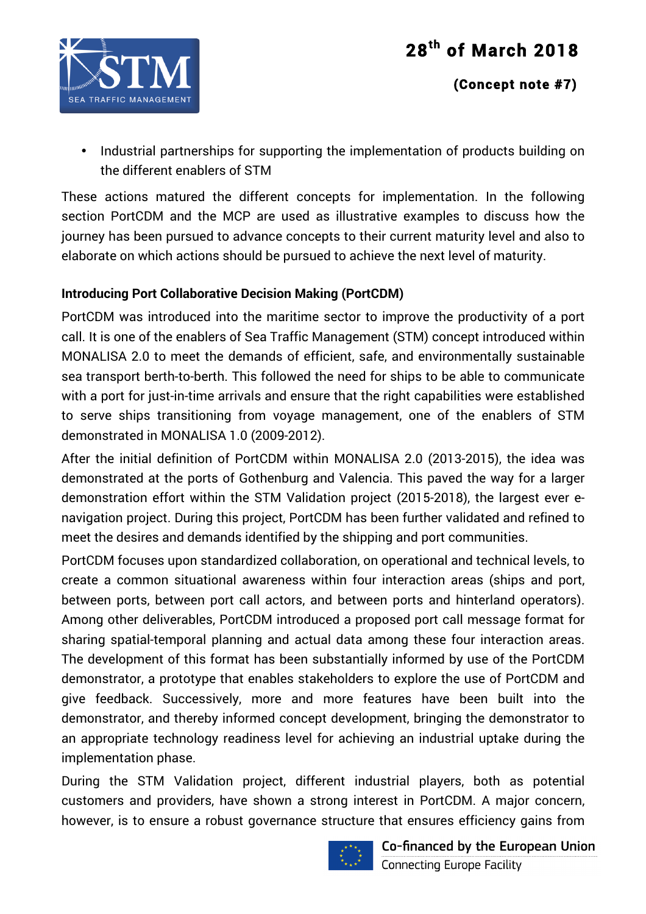- Industrial partnerships for supporting the implementation of products building on the different enablers of STM

These actions matured the different concepts for implementation. In the following section PortCDM and the MCP are used as illustrative examples to discuss how the journey has been pursued to advance concepts to their current maturity level and also to elaborate on which actions should be pursued to achieve the next level of maturity.

**Introducing Port Collaborative Decision Making (PortCDM)**

PortCDM was introduced into the maritime sector to improve the productivity of a port call. It is one of the enablers of Sea Traffic Management (STM) concept introduced within MONALISA 2.0 to meet the demands of efficient, safe, and environmentally sustainable sea transport berth-to-berth. This followed the need for ships to be able to communicate with a port for just-in-time arrivals and ensure that the right capabilities were established to serve ships transitioning from voyage management, one of the enablers of STM demonstrated in MONALISA 1.0 (2009-2012).

After the initial definition of PortCDM within MONALISA 2.0 (2013-2015), the idea was demonstrated at the ports of Gothenburg and Valencia. This paved the way for a larger demonstration effort within the STM Validation project (2015-2018), the largest ever e-navigation project. During this project, PortCDM has been further validated and refined to meet the desires and demands identified by the shipping and port communities.

PortCDM focuses upon standardized collaboration, on operational and technical levels, to create a common situational awareness within four interaction areas (ships and port, between ports, between port call actors, and between ports and hinterland operators). Among other deliverables, PortCDM introduced a proposed port call message format for sharing spatial-temporal planning and actual data among these four interaction areas. The development of this format has been substantially informed by use of the PortCDM demonstrator, a prototype that enables stakeholders to explore the use of PortCDM and give feedback. Successively, more and more features have been built into the demonstrator, and thereby informed concept development, bringing the demonstrator to an appropriate technology readiness level for achieving an industrial uptake during the implementation phase.

During the STM Validation project, different industrial players, both as potential customers and providers, have shown a strong interest in PortCDM. A major concern, however, is to ensure a robust governance structure that ensures efficiency gains from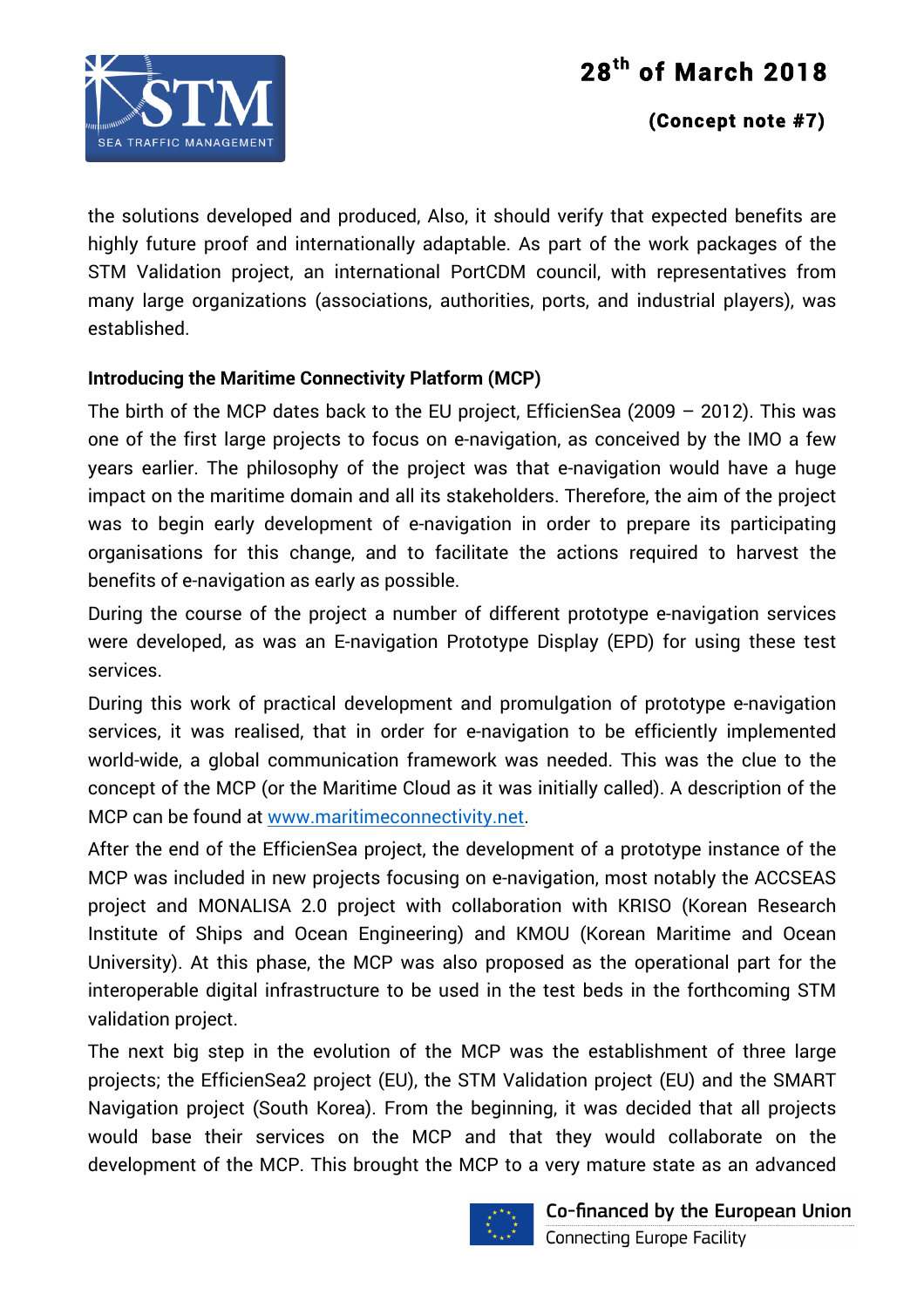the solutions developed and produced, Also, it should verify that expected benefits are highly future proof and internationally adaptable. As part of the work packages of the STM Validation project, an international PortCDM council, with representatives from many large organizations (associations, authorities, ports, and industrial players), was established.

**Introducing the Maritime Connectivity Platform (MCP)**

The birth of the MCP dates back to the EU project, EfficienSea (2009 – 2012). This was one of the first large projects to focus on e-navigation, as conceived by the IMO a few years earlier. The philosophy of the project was that e-navigation would have a huge impact on the maritime domain and all its stakeholders. Therefore, the aim of the project was to begin early development of e-navigation in order to prepare its participating organisations for this change, and to facilitate the actions required to harvest the benefits of e-navigation as early as possible.

During the course of the project a number of different prototype e-navigation services were developed, as was an E-navigation Prototype Display (EPD) for using these test services.

During this work of practical development and promulgation of prototype e-navigation services, it was realised, that in order for e-navigation to be efficiently implemented world-wide, a global communication framework was needed. This was the clue to the concept of the MCP (or the Maritime Cloud as it was initially called). A description of the MCP can be found at [www.maritimeconnectivity.net](http://www.maritimeconnectivity.net).

After the end of the EfficienSea project, the development of a prototype instance of the MCP was included in new projects focusing on e-navigation, most notably the ACCSEAS project and MONALISA 2.0 project with collaboration with KRISO (Korean Research Institute of Ships and Ocean Engineering) and KMOU (Korean Maritime and Ocean University). At this phase, the MCP was also proposed as the operational part for the interoperable digital infrastructure to be used in the test beds in the forthcoming STM validation project.

The next big step in the evolution of the MCP was the establishment of three large projects; the EfficienSea2 project (EU), the STM Validation project (EU) and the SMART Navigation project (South Korea). From the beginning, it was decided that all projects would base their services on the MCP and that they would collaborate on the development of the MCP. This brought the MCP to a very mature state as an advanced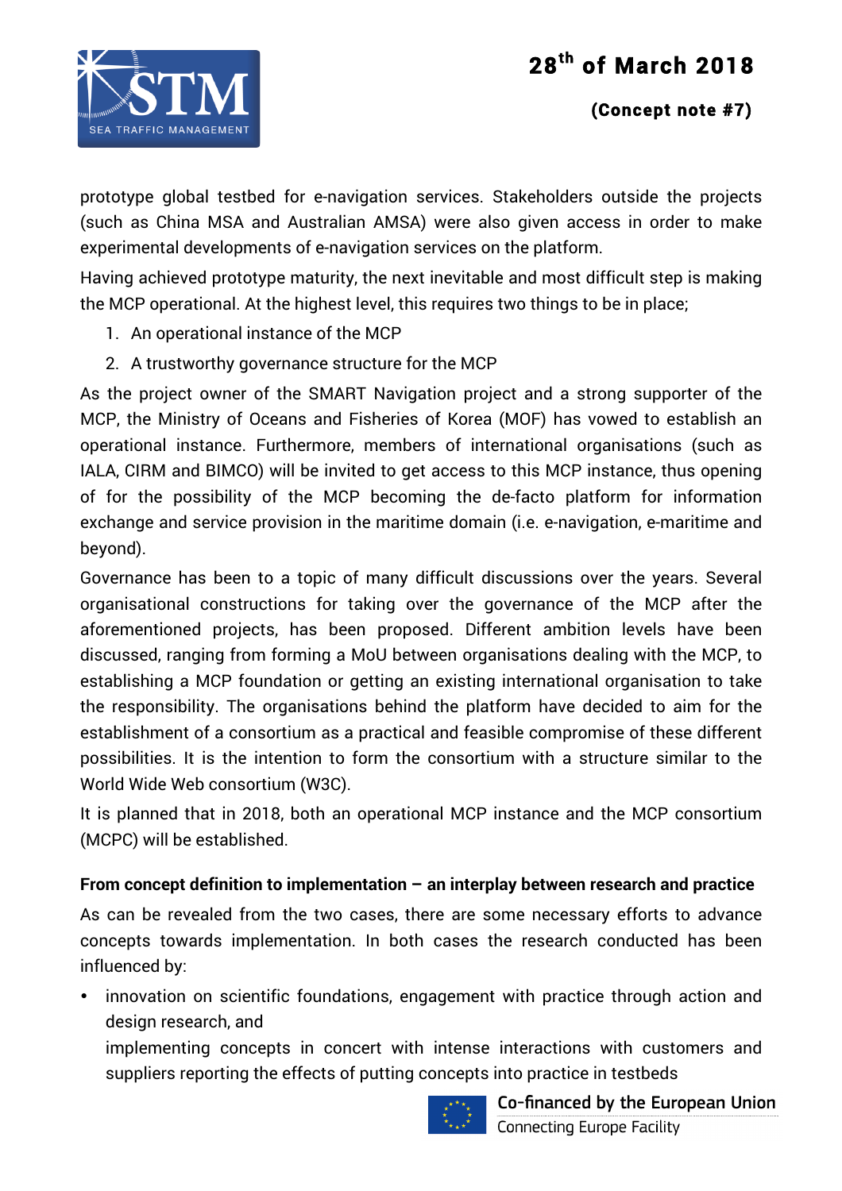prototype global testbed for e-navigation services. Stakeholders outside the projects (such as China MSA and Australian AMSA) were also given access in order to make experimental developments of e-navigation services on the platform.

Having achieved prototype maturity, the next inevitable and most difficult step is making the MCP operational. At the highest level, this requires two things to be in place;

1. An operational instance of the MCP
2. A trustworthy governance structure for the MCP

As the project owner of the SMART Navigation project and a strong supporter of the MCP, the Ministry of Oceans and Fisheries of Korea (MOF) has vowed to establish an operational instance. Furthermore, members of international organisations (such as IALA, CIRM and BIMCO) will be invited to get access to this MCP instance, thus opening of for the possibility of the MCP becoming the de-facto platform for information exchange and service provision in the maritime domain (i.e. e-navigation, e-maritime and beyond).

Governance has been to a topic of many difficult discussions over the years. Several organisational constructions for taking over the governance of the MCP after the aforementioned projects, has been proposed. Different ambition levels have been discussed, ranging from forming a MoU between organisations dealing with the MCP, to establishing a MCP foundation or getting an existing international organisation to take the responsibility. The organisations behind the platform have decided to aim for the establishment of a consortium as a practical and feasible compromise of these different possibilities. It is the intention to form the consortium with a structure similar to the World Wide Web consortium (W3C).

It is planned that in 2018, both an operational MCP instance and the MCP consortium (MCPC) will be established.

**From concept definition to implementation – an interplay between research and practice**

As can be revealed from the two cases, there are some necessary efforts to advance concepts towards implementation. In both cases the research conducted has been influenced by:

- innovation on scientific foundations, engagement with practice through action and design research, and
  implementing concepts in concert with intense interactions with customers and suppliers reporting the effects of putting concepts into practice in testbeds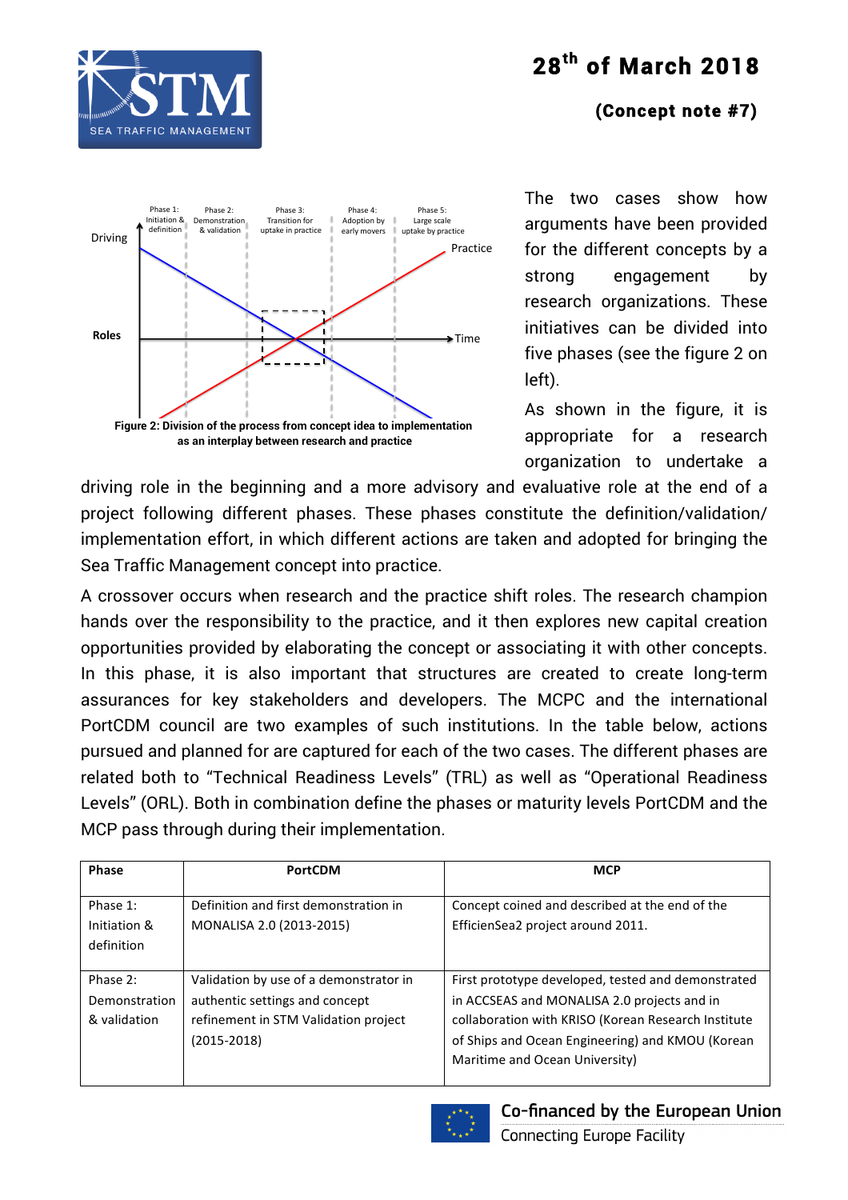The two cases show how arguments have been provided for the different concepts by a strong engagement by research organizations. These initiatives can be divided into five phases (see the figure 2 on left).

Figure 2: Division of the process from concept idea to implementation as an interplay between research and practice

As shown in the figure, it is appropriate for a research organization to undertake a driving role in the beginning and a more advisory and evaluative role at the end of a project following different phases. These phases constitute the definition/validation/ implementation effort, in which different actions are taken and adopted for bringing the Sea Traffic Management concept into practice.

A crossover occurs when research and the practice shift roles. The research champion hands over the responsibility to the practice, and it then explores new capital creation opportunities provided by elaborating the concept or associating it with other concepts. In this phase, it is also important that structures are created to create long-term assurances for key stakeholders and developers. The MCPC and the international PortCDM council are two examples of such institutions. In the table below, actions pursued and planned for are captured for each of the two cases. The different phases are related both to "Technical Readiness Levels" (TRL) as well as "Operational Readiness Levels" (ORL). Both in combination define the phases or maturity levels PortCDM and the MCP pass through during their implementation.

| Phase | PortCDM | MCP |
| --- | --- | --- |
| Phase 1: Initiation & definition | Definition and first demonstration in MONALISA 2.0 (2013-2015) | Concept coined and described at the end of the EfficienSea2 project around 2011. |
| Phase 2: Demonstration & validation | Validation by use of a demonstrator in authentic settings and concept refinement in STM Validation project (2015-2018) | First prototype developed, tested and demonstrated in ACCSEAS and MONALISA 2.0 projects and in collaboration with KRISO (Korean Research Institute of Ships and Ocean Engineering) and KMOU (Korean Maritime and Ocean University) |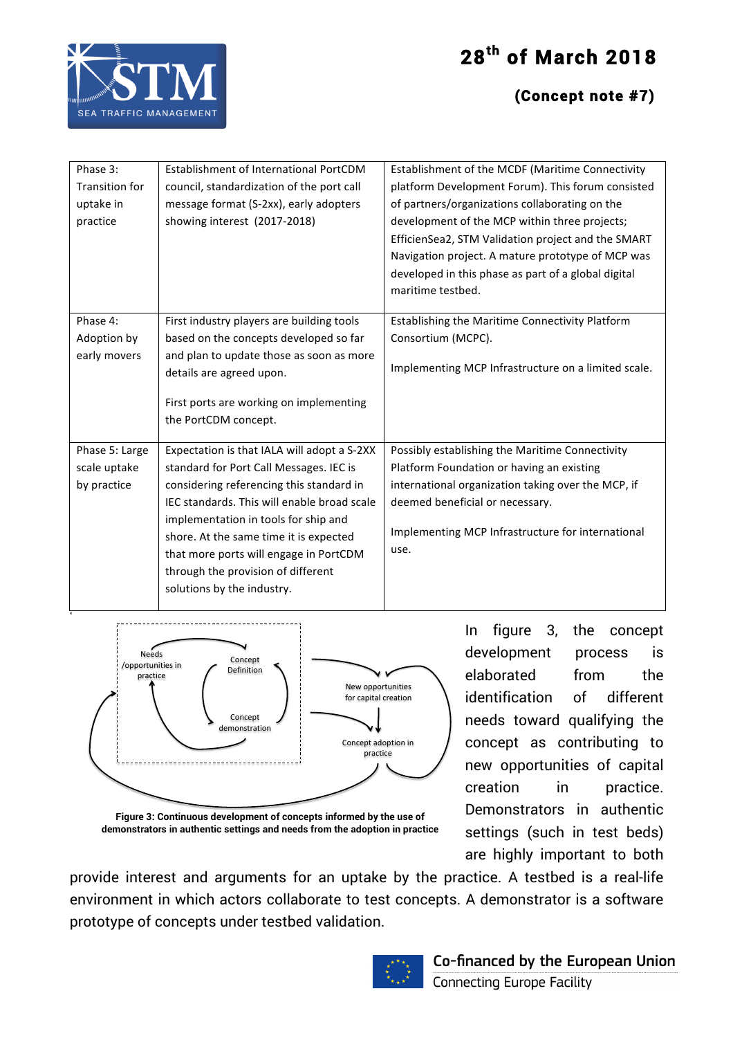| Phase 3: Transition for uptake in practice | Establishment of International PortCDM council, standardization of the port call message format (S-2xx), early adopters showing interest (2017-2018) | Establishment of the MCDF (Maritime Connectivity platform Development Forum). This forum consisted of partners/organizations collaborating on the development of the MCP within three projects; EfficienSea2, STM Validation project and the SMART Navigation project. A mature prototype of MCP was developed in this phase as part of a global digital maritime testbed. |
|---|---|---|
| Phase 4: Adoption by early movers | First industry players are building tools based on the concepts developed so far and plan to update those as soon as more details are agreed upon.<br><br>First ports are working on implementing the PortCDM concept. | Establishing the Maritime Connectivity Platform Consortium (MCPC).<br><br>Implementing MCP Infrastructure on a limited scale. |
| Phase 5: Large scale uptake by practice | Expectation is that IALA will adopt a S-2XX standard for Port Call Messages. IEC is considering referencing this standard in IEC standards. This will enable broad scale implementation in tools for ship and shore. At the same time it is expected that more ports will engage in PortCDM through the provision of different solutions by the industry. | Possibly establishing the Maritime Connectivity Platform Foundation or having an existing international organization taking over the MCP, if deemed beneficial or necessary.<br><br>Implementing MCP Infrastructure for international use. |

Needs /opportunities in practice — Concept Definition — Concept demonstration — New opportunities for capital creation — Concept adoption in practice

**Figure 3: Continuous development of concepts informed by the use of demonstrators in authentic settings and needs from the adoption in practice**

In figure 3, the concept development process is elaborated from the identification of different needs toward qualifying the concept as contributing to new opportunities of capital creation in practice. Demonstrators in authentic settings (such in test beds) are highly important to both provide interest and arguments for an uptake by the practice. A testbed is a real-life environment in which actors collaborate to test concepts. A demonstrator is a software prototype of concepts under testbed validation.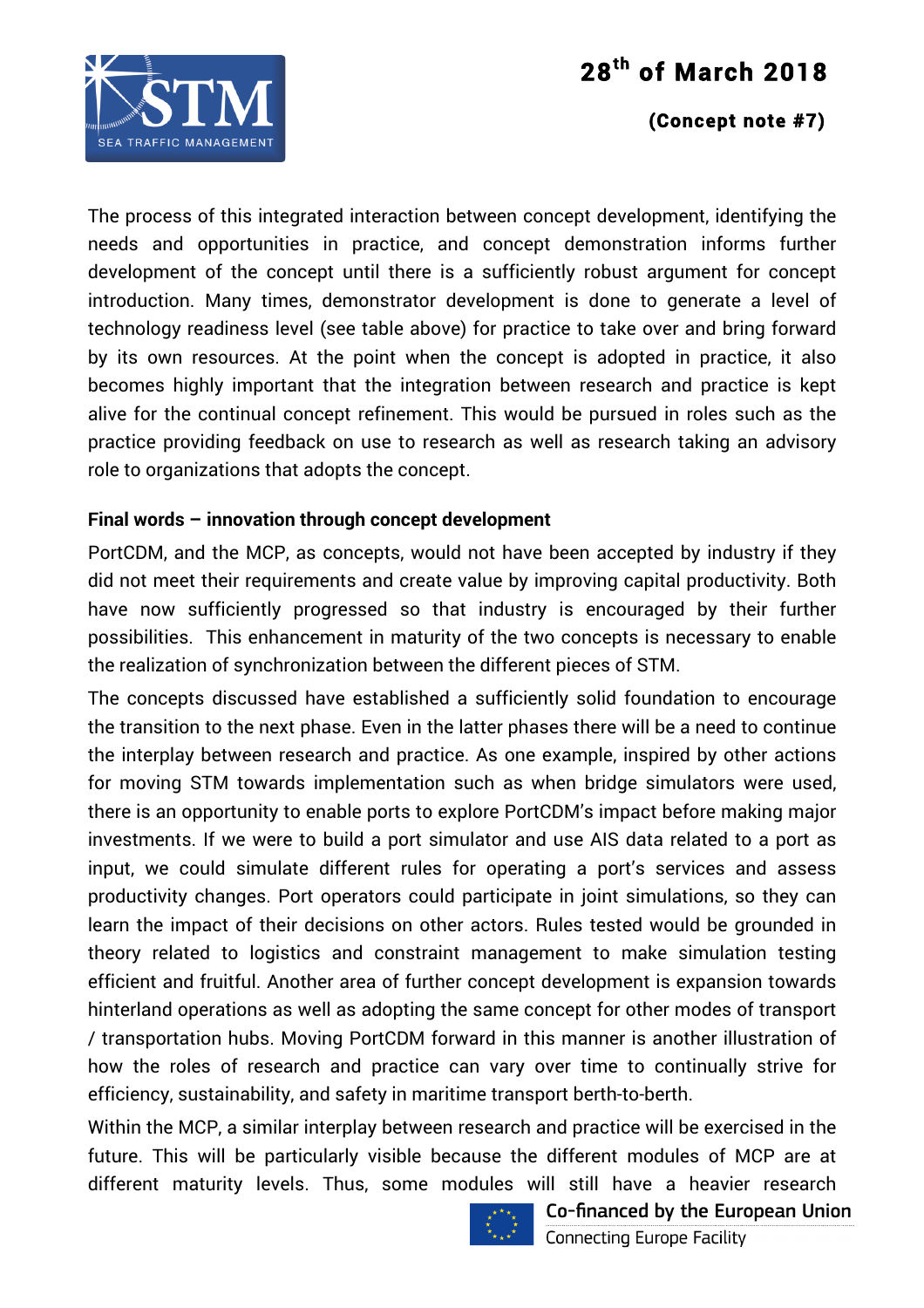The process of this integrated interaction between concept development, identifying the needs and opportunities in practice, and concept demonstration informs further development of the concept until there is a sufficiently robust argument for concept introduction. Many times, demonstrator development is done to generate a level of technology readiness level (see table above) for practice to take over and bring forward by its own resources. At the point when the concept is adopted in practice, it also becomes highly important that the integration between research and practice is kept alive for the continual concept refinement. This would be pursued in roles such as the practice providing feedback on use to research as well as research taking an advisory role to organizations that adopts the concept.

**Final words – innovation through concept development**

PortCDM, and the MCP, as concepts, would not have been accepted by industry if they did not meet their requirements and create value by improving capital productivity. Both have now sufficiently progressed so that industry is encouraged by their further possibilities. This enhancement in maturity of the two concepts is necessary to enable the realization of synchronization between the different pieces of STM.

The concepts discussed have established a sufficiently solid foundation to encourage the transition to the next phase. Even in the latter phases there will be a need to continue the interplay between research and practice. As one example, inspired by other actions for moving STM towards implementation such as when bridge simulators were used, there is an opportunity to enable ports to explore PortCDM's impact before making major investments. If we were to build a port simulator and use AIS data related to a port as input, we could simulate different rules for operating a port's services and assess productivity changes. Port operators could participate in joint simulations, so they can learn the impact of their decisions on other actors. Rules tested would be grounded in theory related to logistics and constraint management to make simulation testing efficient and fruitful. Another area of further concept development is expansion towards hinterland operations as well as adopting the same concept for other modes of transport / transportation hubs. Moving PortCDM forward in this manner is another illustration of how the roles of research and practice can vary over time to continually strive for efficiency, sustainability, and safety in maritime transport berth-to-berth.

Within the MCP, a similar interplay between research and practice will be exercised in the future. This will be particularly visible because the different modules of MCP are at different maturity levels. Thus, some modules will still have a heavier research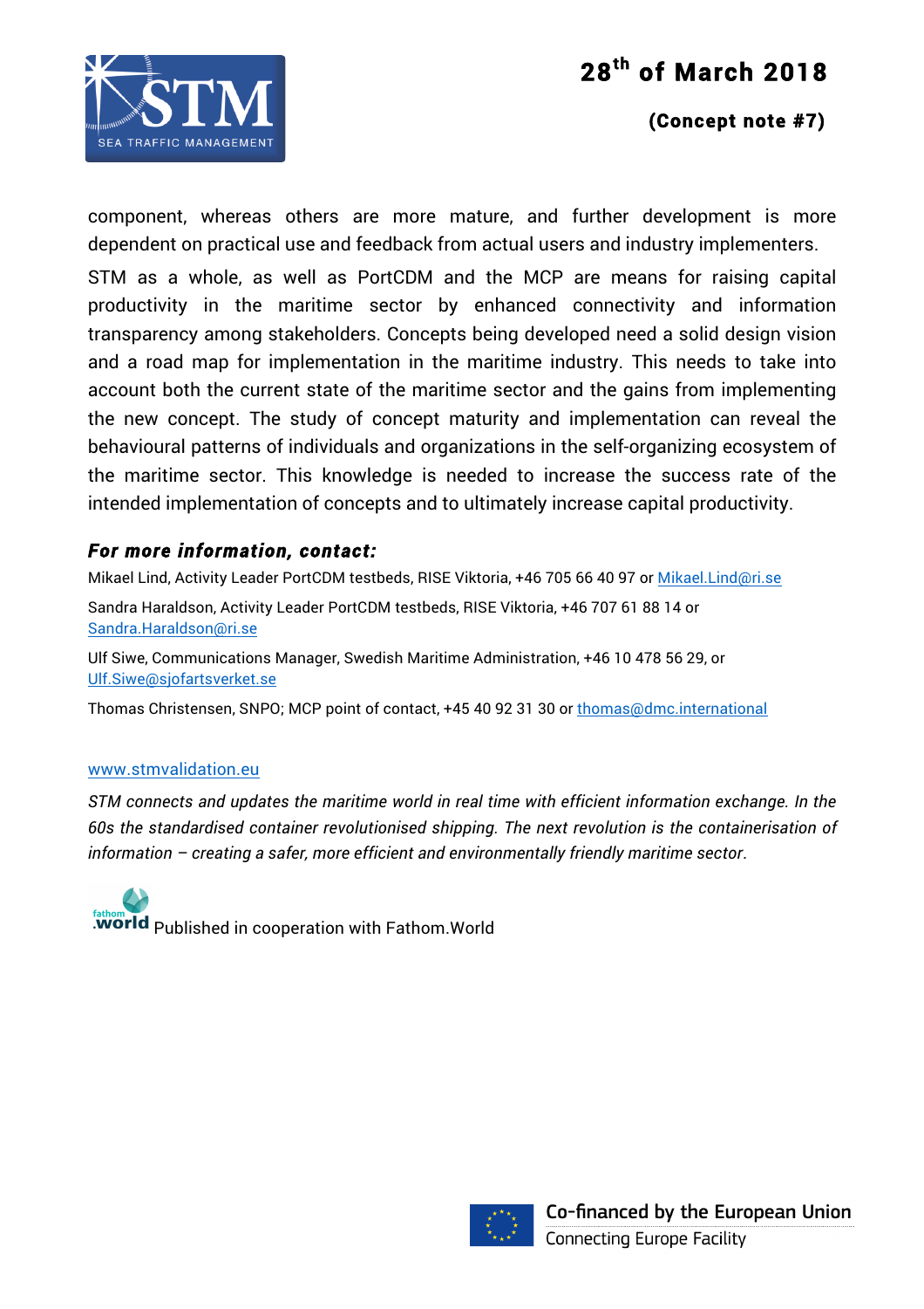component, whereas others are more mature, and further development is more dependent on practical use and feedback from actual users and industry implementers.

STM as a whole, as well as PortCDM and the MCP are means for raising capital productivity in the maritime sector by enhanced connectivity and information transparency among stakeholders. Concepts being developed need a solid design vision and a road map for implementation in the maritime industry. This needs to take into account both the current state of the maritime sector and the gains from implementing the new concept. The study of concept maturity and implementation can reveal the behavioural patterns of individuals and organizations in the self-organizing ecosystem of the maritime sector. This knowledge is needed to increase the success rate of the intended implementation of concepts and to ultimately increase capital productivity.

***For more information, contact:***

Mikael Lind, Activity Leader PortCDM testbeds, RISE Viktoria, +46 705 66 40 97 or Mikael.Lind@ri.se

Sandra Haraldson, Activity Leader PortCDM testbeds, RISE Viktoria, +46 707 61 88 14 or Sandra.Haraldson@ri.se

Ulf Siwe, Communications Manager, Swedish Maritime Administration, +46 10 478 56 29, or Ulf.Siwe@sjofartsverket.se

Thomas Christensen, SNPO; MCP point of contact, +45 40 92 31 30 or thomas@dmc.international

www.stmvalidation.eu

*STM connects and updates the maritime world in real time with efficient information exchange. In the 60s the standardised container revolutionised shipping. The next revolution is the containerisation of information – creating a safer, more efficient and environmentally friendly maritime sector.*

fathom .world Published in cooperation with Fathom.World

Co-financed by the European Union
Connecting Europe Facility